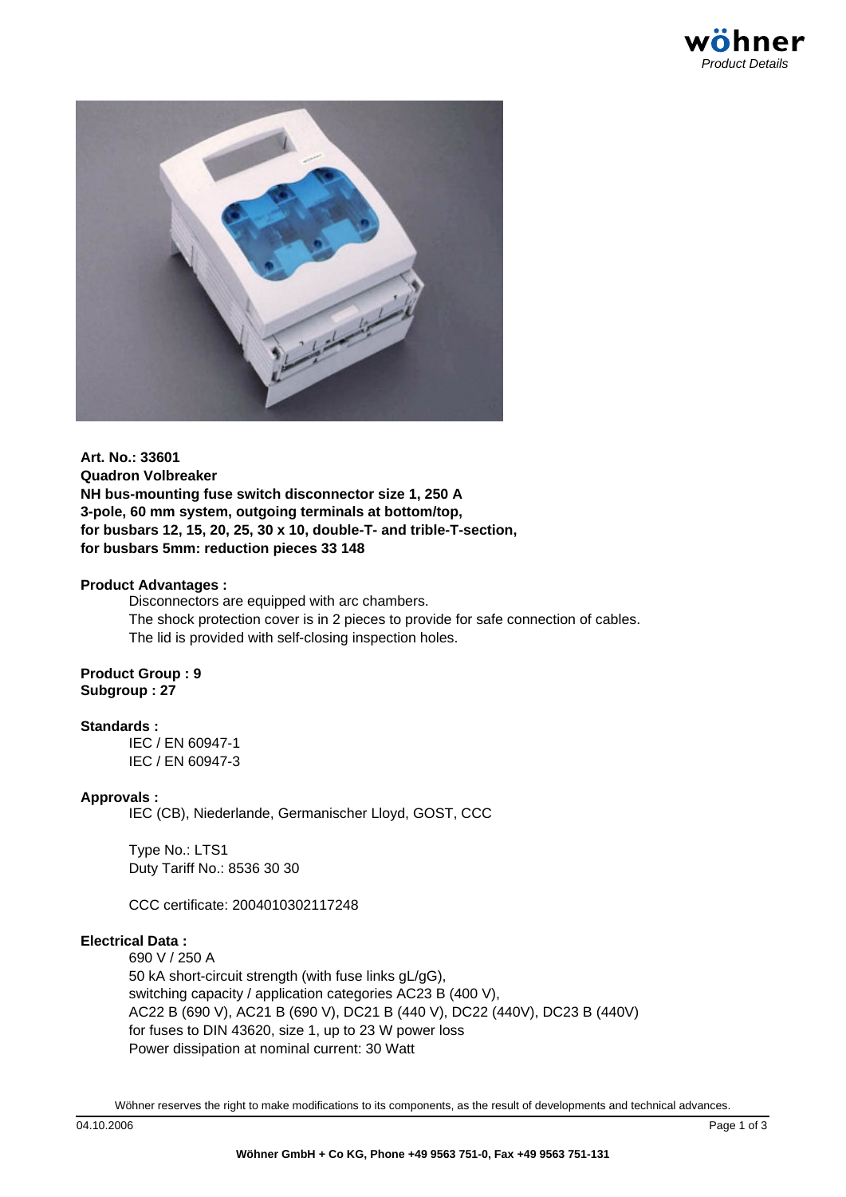**Art. No.: 33601**
**Quadron Volbreaker**
**NH bus-mounting fuse switch disconnector size 1, 250 A**
**3-pole, 60 mm system, outgoing terminals at bottom/top,**
**for busbars 12, 15, 20, 25, 30 x 10, double-T- and trible-T-section,**
**for busbars 5mm: reduction pieces 33 148**

**Product Advantages :**

Disconnectors are equipped with arc chambers.
The shock protection cover is in 2 pieces to provide for safe connection of cables.
The lid is provided with self-closing inspection holes.

**Product Group : 9**
**Subgroup : 27**

**Standards :**

IEC / EN 60947-1
IEC / EN 60947-3

**Approvals :**

IEC (CB), Niederlande, Germanischer Lloyd, GOST, CCC

Type No.: LTS1
Duty Tariff No.: 8536 30 30

CCC certificate: 2004010302117248

**Electrical Data :**

690 V / 250 A
50 kA short-circuit strength (with fuse links gL/gG),
switching capacity / application categories AC23 B (400 V),
AC22 B (690 V), AC21 B (690 V), DC21 B (440 V), DC22 (440V), DC23 B (440V)
for fuses to DIN 43620, size 1, up to 23 W power loss
Power dissipation at nominal current: 30 Watt

Wöhner reserves the right to make modifications to its components, as the result of developments and technical advances.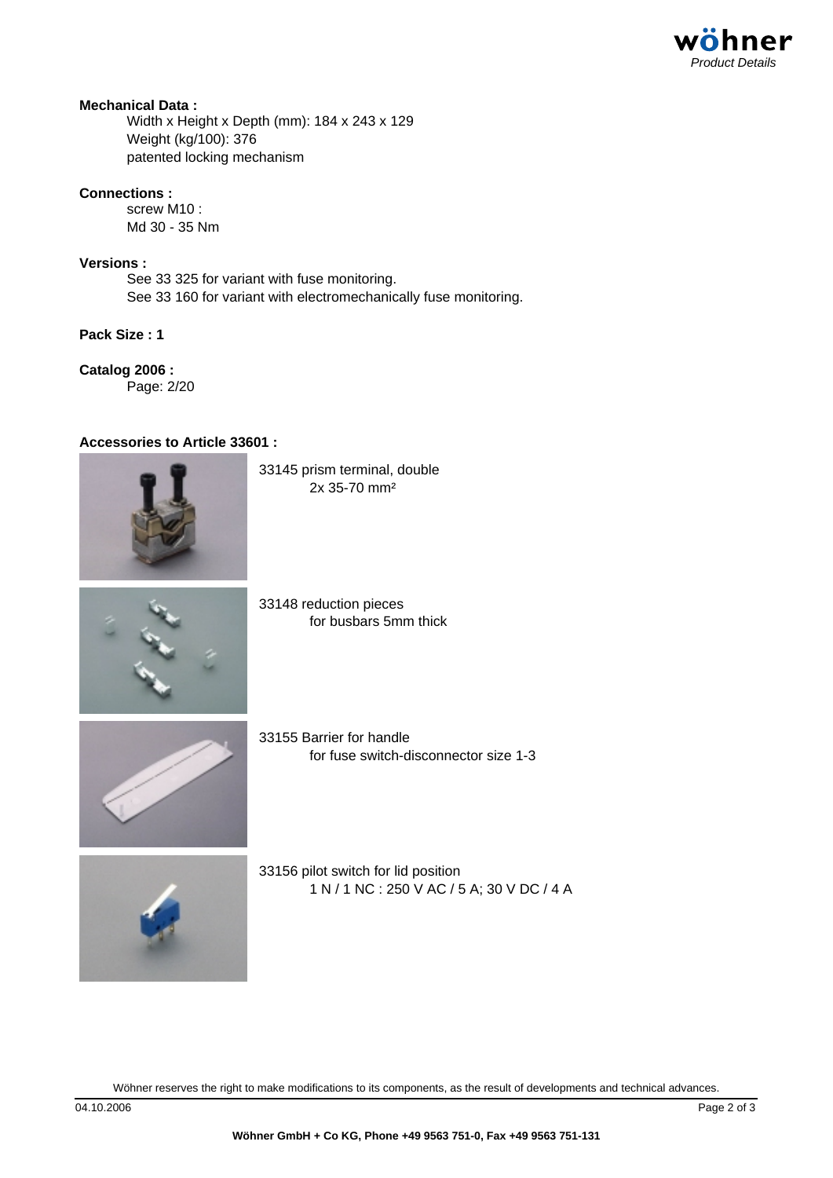**Mechanical Data :**

Width x Height x Depth (mm): 184 x 243 x 129
Weight (kg/100): 376
patented locking mechanism

**Connections :**

screw M10 :
Md 30 - 35 Nm

**Versions :**

See 33 325 for variant with fuse monitoring.
See 33 160 for variant with electromechanically fuse monitoring.

**Pack Size : 1**

**Catalog 2006 :**

Page: 2/20

**Accessories to Article 33601 :**

33145 prism terminal, double
2x 35-70 mm²

33148 reduction pieces
for busbars 5mm thick

33155 Barrier for handle
for fuse switch-disconnector size 1-3

33156 pilot switch for lid position
1 N / 1 NC : 250 V AC / 5 A; 30 V DC / 4 A

Wöhner reserves the right to make modifications to its components, as the result of developments and technical advances.

04.10.2006

**Wöhner GmbH + Co KG, Phone +49 9563 751-0, Fax +49 9563 751-131**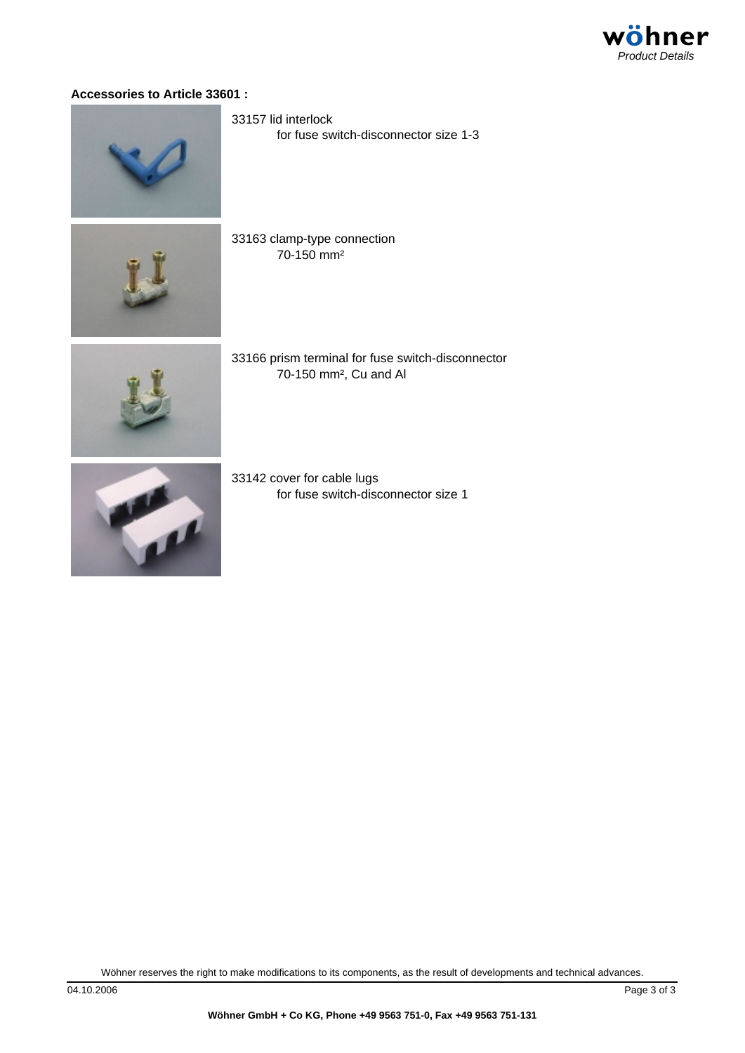**Accessories to Article 33601 :**

33157 lid interlock
for fuse switch-disconnector size 1-3

33163 clamp-type connection
70-150 mm²

33166 prism terminal for fuse switch-disconnector
70-150 mm², Cu and Al

33142 cover for cable lugs
for fuse switch-disconnector size 1

Wöhner reserves the right to make modifications to its components, as the result of developments and technical advances.

04.10.2006

**Wöhner GmbH + Co KG, Phone +49 9563 751-0, Fax +49 9563 751-131**